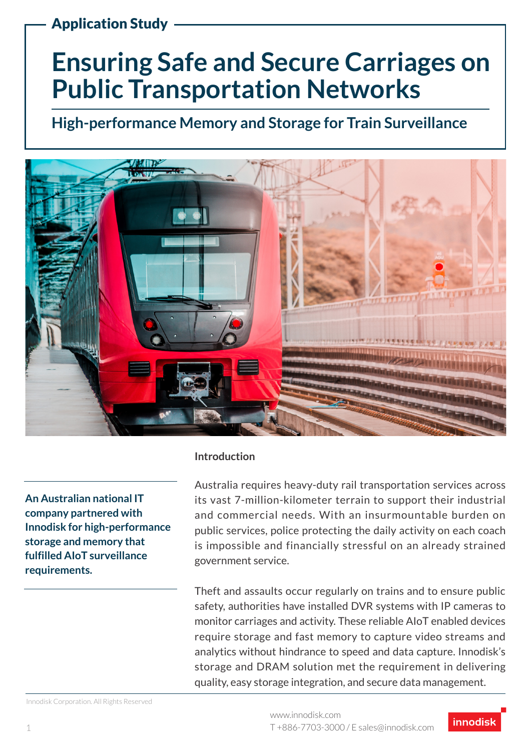Application Study

# Ensuring Safe and Secure Carriages on Public Transportation Networks

## High-performance Memory and Storage for Train Surveillance

**An Australian national IT company partnered with Innodisk for high-performance storage and memory that fulfilled AIoT surveillance requirements.**

### Introduction

Australia requires heavy-duty rail transportation services across its vast 7-million-kilometer terrain to support their industrial and commercial needs. With an insurmountable burden on public services, police protecting the daily activity on each coach is impossible and financially stressful on an already strained government service.

Theft and assaults occur regularly on trains and to ensure public safety, authorities have installed DVR systems with IP cameras to monitor carriages and activity. These reliable AIoT enabled devices require storage and fast memory to capture video streams and analytics without hindrance to speed and data capture. Innodisk's storage and DRAM solution met the requirement in delivering quality, easy storage integration, and secure data management.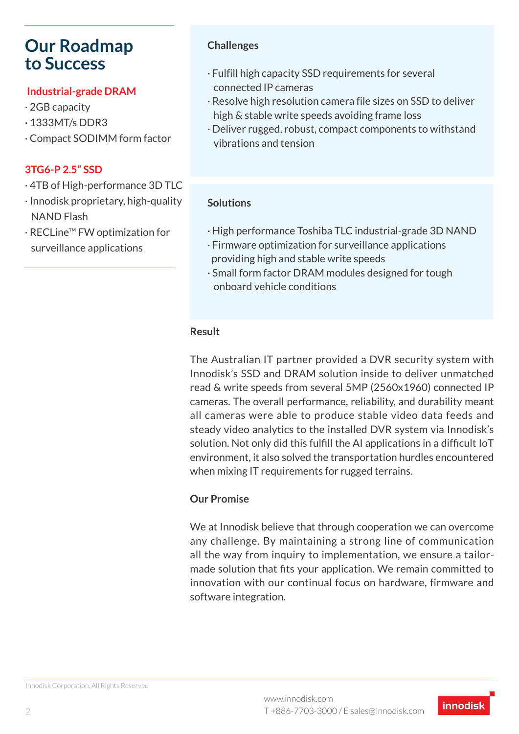## Our Roadmap to Success

**Industrial-grade DRAM**

- 2GB capacity
- 1333MT/s DDR3
- Compact SODIMM form factor

**3TG6-P 2.5" SSD**

- 4TB of High-performance 3D TLC
- Innodisk proprietary, high-quality NAND Flash
- RECLine™ FW optimization for surveillance applications

### Challenges

- Fulfill high capacity SSD requirements for several connected IP cameras
- Resolve high resolution camera file sizes on SSD to deliver high & stable write speeds avoiding frame loss
- Deliver rugged, robust, compact components to withstand vibrations and tension

### Solutions

- High performance Toshiba TLC industrial-grade 3D NAND
- Firmware optimization for surveillance applications providing high and stable write speeds
- Small form factor DRAM modules designed for tough onboard vehicle conditions

### Result

The Australian IT partner provided a DVR security system with Innodisk's SSD and DRAM solution inside to deliver unmatched read & write speeds from several 5MP (2560x1960) connected IP cameras. The overall performance, reliability, and durability meant all cameras were able to produce stable video data feeds and steady video analytics to the installed DVR system via Innodisk's solution. Not only did this fulfill the AI applications in a difficult IoT environment, it also solved the transportation hurdles encountered when mixing IT requirements for rugged terrains.

### Our Promise

We at Innodisk believe that through cooperation we can overcome any challenge. By maintaining a strong line of communication all the way from inquiry to implementation, we ensure a tailor-made solution that fits your application. We remain committed to innovation with our continual focus on hardware, firmware and software integration.

Innodisk Corporation. All Rights Reserved

www.innodisk.com
T +886-7703-3000 / E sales@innodisk.com